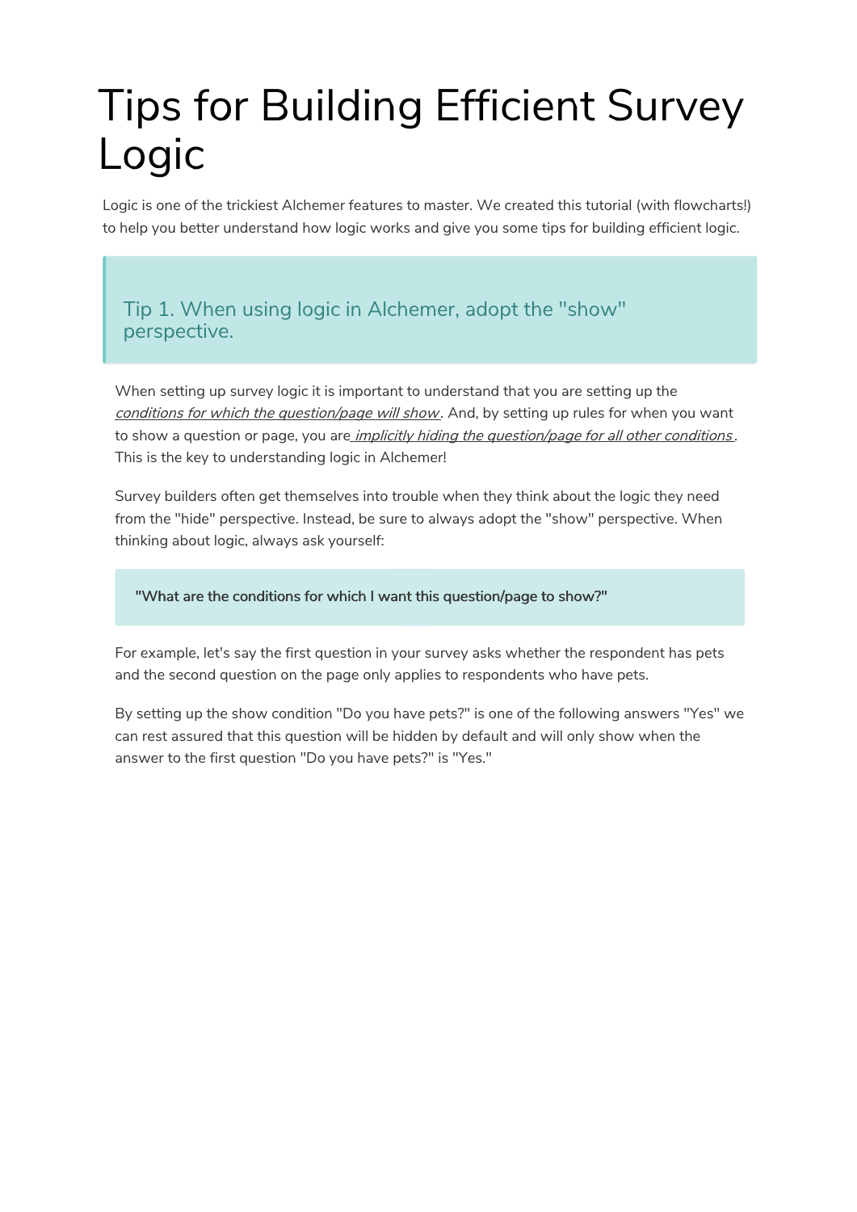# Tips for Building Efficient Survey Logic

Logic is one of the trickiest Alchemer features to master. We created this tutorial (with flowcharts!) to help you better understand how logic works and give you some tips for building efficient logic.

## Tip 1. When using logic in Alchemer, adopt the "show" perspective.

When setting up survey logic it is important to understand that you are setting up the *conditions for which the question/page will show*. And, by setting up rules for when you want to show a question or page, you are *implicitly hiding the question/page for all other conditions*. This is the key to understanding logic in Alchemer!

Survey builders often get themselves into trouble when they think about the logic they need from the "hide" perspective. Instead, be sure to always adopt the "show" perspective. When thinking about logic, always ask yourself:

> **"What are the conditions for which I want this question/page to show?"**

For example, let's say the first question in your survey asks whether the respondent has pets and the second question on the page only applies to respondents who have pets.

By setting up the show condition "Do you have pets?" is one of the following answers "Yes" we can rest assured that this question will be hidden by default and will only show when the answer to the first question "Do you have pets?" is "Yes."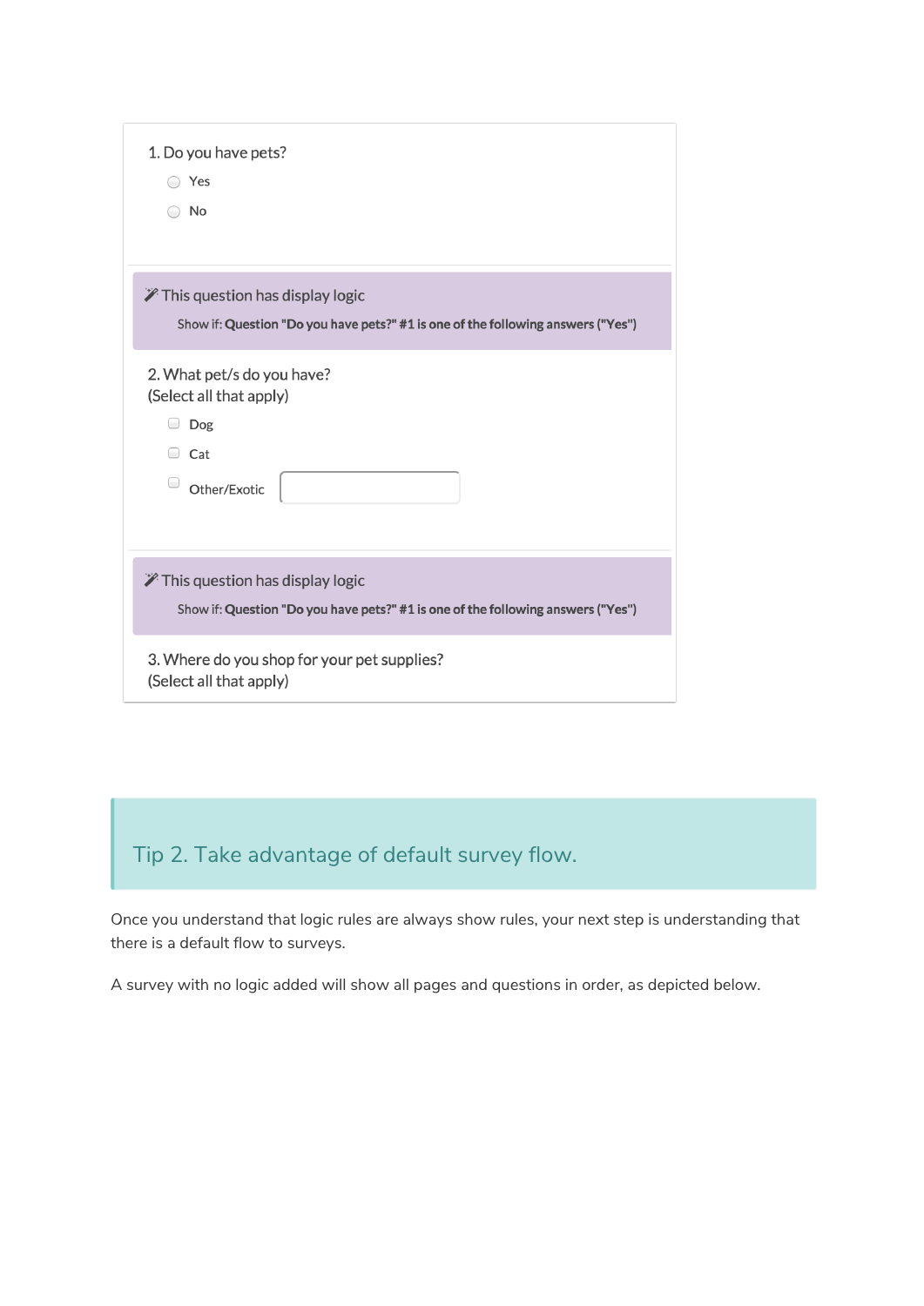1. Do you have pets?

- Yes
- No

✏ This question has display logic

Show if: **Question "Do you have pets?" #1 is one of the following answers ("Yes")**

2. What pet/s do you have?
(Select all that apply)

- Dog
- Cat
- Other/Exotic

✏ This question has display logic

Show if: **Question "Do you have pets?" #1 is one of the following answers ("Yes")**

3. Where do you shop for your pet supplies?
(Select all that apply)

## Tip 2. Take advantage of default survey flow.

Once you understand that logic rules are always show rules, your next step is understanding that there is a default flow to surveys.

A survey with no logic added will show all pages and questions in order, as depicted below.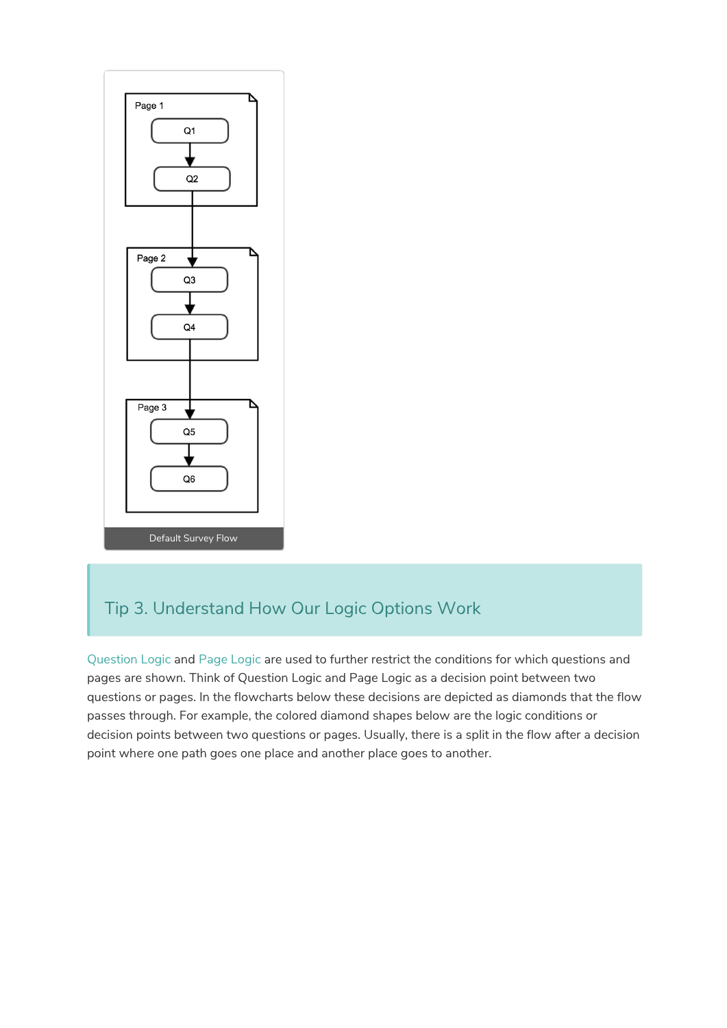Page 1

Q1

Q2

Page 2

Q3

Q4

Page 3

Q5

Q6

Default Survey Flow

## Tip 3. Understand How Our Logic Options Work

Question Logic and Page Logic are used to further restrict the conditions for which questions and pages are shown. Think of Question Logic and Page Logic as a decision point between two questions or pages. In the flowcharts below these decisions are depicted as diamonds that the flow passes through. For example, the colored diamond shapes below are the logic conditions or decision points between two questions or pages. Usually, there is a split in the flow after a decision point where one path goes one place and another place goes to another.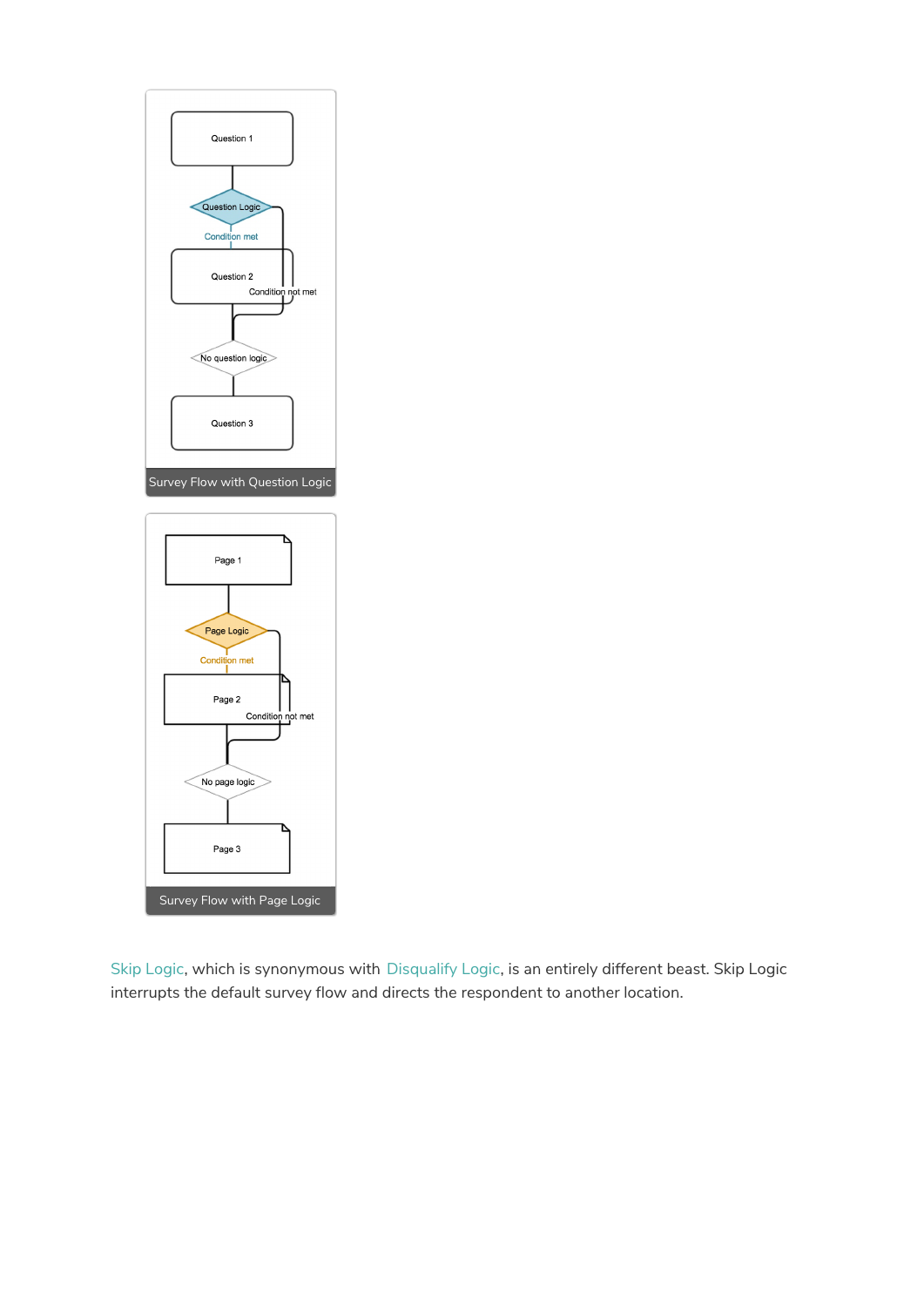Survey Flow with Question Logic

Survey Flow with Page Logic

Skip Logic, which is synonymous with Disqualify Logic, is an entirely different beast. Skip Logic interrupts the default survey flow and directs the respondent to another location.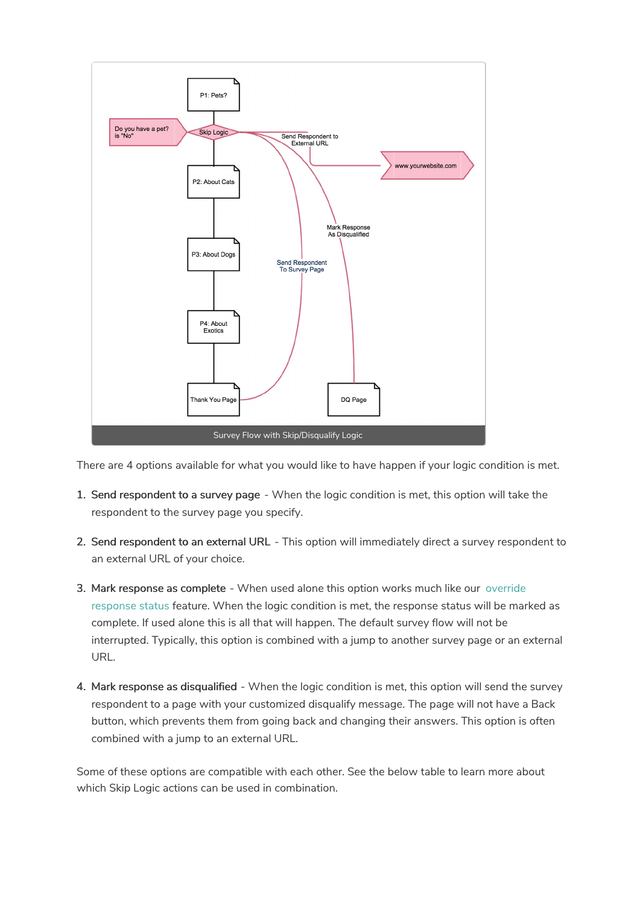Survey Flow with Skip/Disqualify Logic

There are 4 options available for what you would like to have happen if your logic condition is met.

1. **Send respondent to a survey page** - When the logic condition is met, this option will take the respondent to the survey page you specify.
2. **Send respondent to an external URL** - This option will immediately direct a survey respondent to an external URL of your choice.
3. **Mark response as complete** - When used alone this option works much like our override response status feature. When the logic condition is met, the response status will be marked as complete. If used alone this is all that will happen. The default survey flow will not be interrupted. Typically, this option is combined with a jump to another survey page or an external URL.
4. **Mark response as disqualified** - When the logic condition is met, this option will send the survey respondent to a page with your customized disqualify message. The page will not have a Back button, which prevents them from going back and changing their answers. This option is often combined with a jump to an external URL.

Some of these options are compatible with each other. See the below table to learn more about which Skip Logic actions can be used in combination.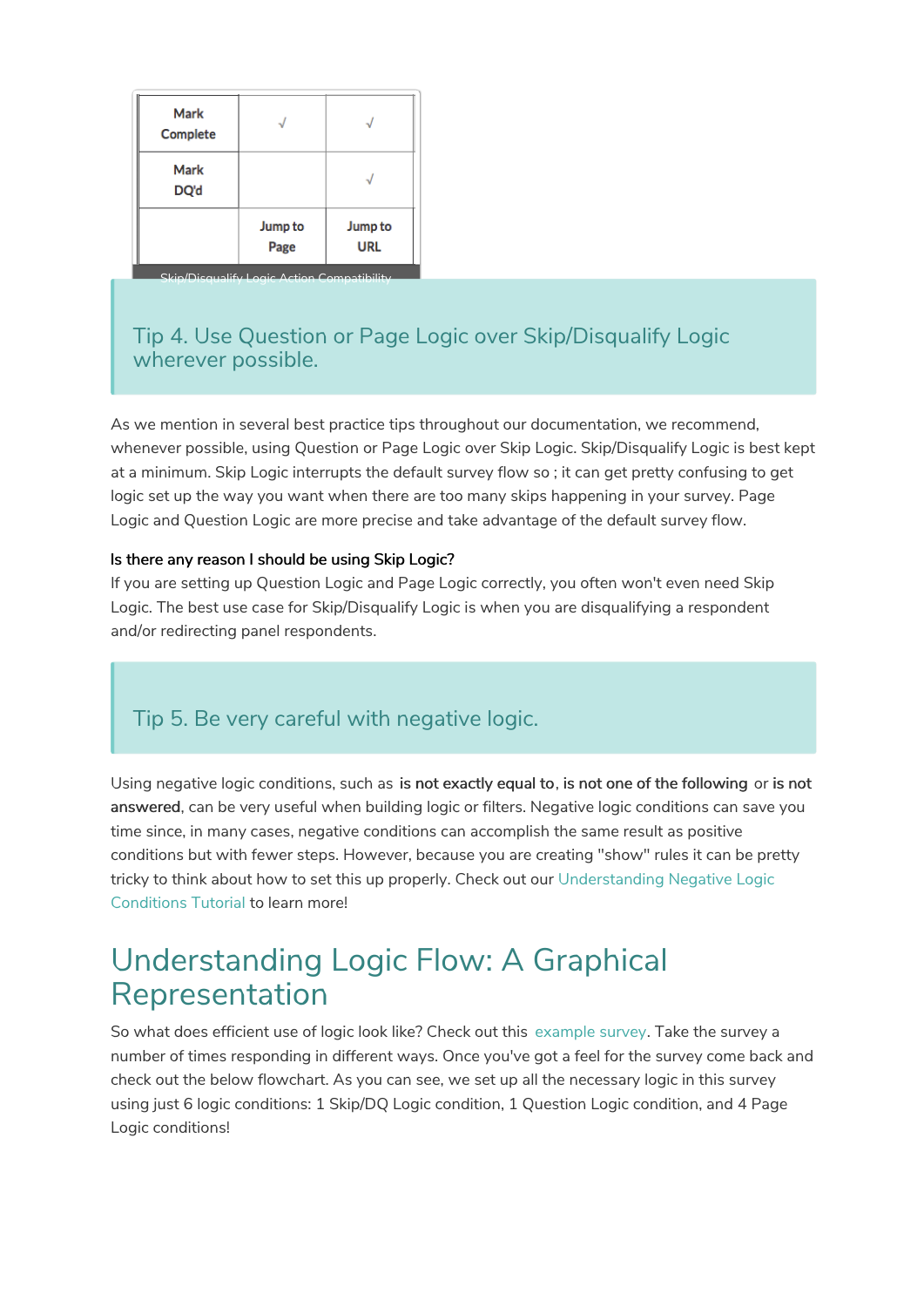| Mark Complete | √ | √ |
| --- | --- | --- |
| Mark DQ'd | | √ |
| | Jump to Page | Jump to URL |

Skip/Disqualify Logic Action Compatibility

## Tip 4. Use Question or Page Logic over Skip/Disqualify Logic wherever possible.

As we mention in several best practice tips throughout our documentation, we recommend, whenever possible, using Question or Page Logic over Skip Logic. Skip/Disqualify Logic is best kept at a minimum. Skip Logic interrupts the default survey flow so ; it can get pretty confusing to get logic set up the way you want when there are too many skips happening in your survey. Page Logic and Question Logic are more precise and take advantage of the default survey flow.

**Is there any reason I should be using Skip Logic?**

If you are setting up Question Logic and Page Logic correctly, you often won't even need Skip Logic. The best use case for Skip/Disqualify Logic is when you are disqualifying a respondent and/or redirecting panel respondents.

## Tip 5. Be very careful with negative logic.

Using negative logic conditions, such as **is not exactly equal to**, **is not one of the following** or **is not answered**, can be very useful when building logic or filters. Negative logic conditions can save you time since, in many cases, negative conditions can accomplish the same result as positive conditions but with fewer steps. However, because you are creating "show" rules it can be pretty tricky to think about how to set this up properly. Check out our Understanding Negative Logic Conditions Tutorial to learn more!

# Understanding Logic Flow: A Graphical Representation

So what does efficient use of logic look like? Check out this example survey. Take the survey a number of times responding in different ways. Once you've got a feel for the survey come back and check out the below flowchart. As you can see, we set up all the necessary logic in this survey using just 6 logic conditions: 1 Skip/DQ Logic condition, 1 Question Logic condition, and 4 Page Logic conditions!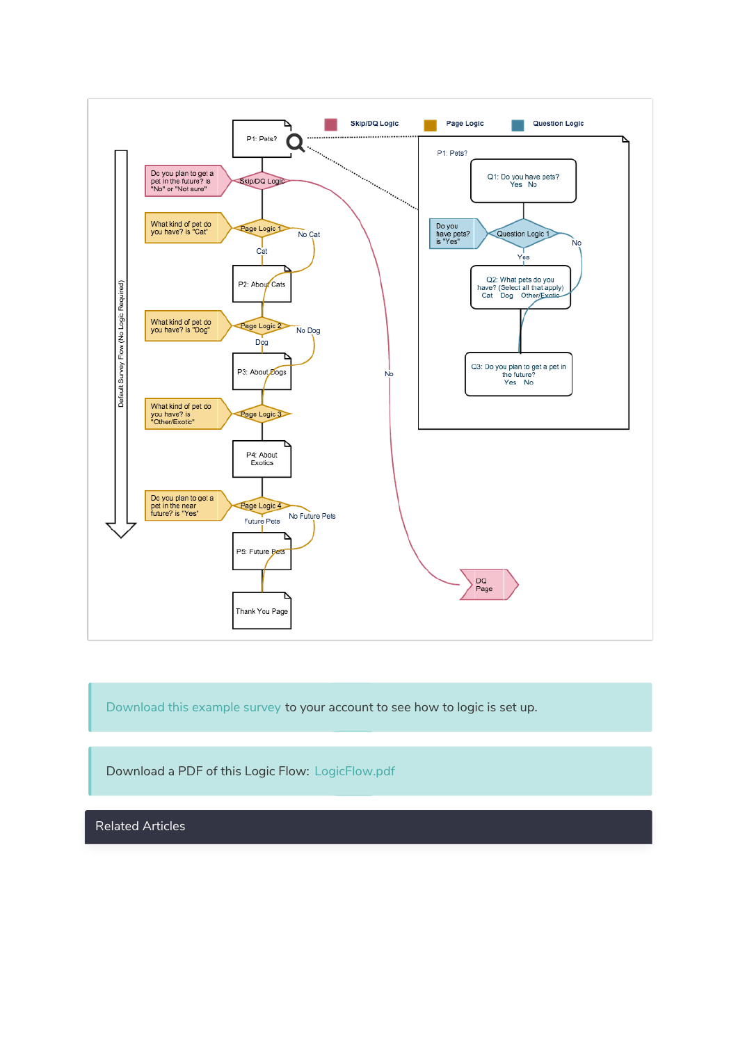Skip/DQ Logic

Page Logic

Question Logic

P1: Pets?

Do you plan to get a pet in the future? is "No" or "Not sure"

Skip/DQ Logic

What kind of pet do you have? is "Cat"

Page Logic 1

No Cat

Cat

P2: About Cats

What kind of pet do you have? is "Dog"

Page Logic 2

No Dog

Dog

P3: About Dogs

What kind of pet do you have? is "Other/Exotic"

Page Logic 3

P4: About Exotics

Do you plan to get a pet in the near future? is "Yes"

Page Logic 4

Future Pets

No Future Pets

P5: Future Pets

Thank You Page

Default Survey Flow (No Logic Required)

No

DQ Page

P1: Pets?

Q1: Do you have pets? Yes No

Do you have pets? is "Yes"

Question Logic 1

No

Yes

Q2: What pets do you have? (Select all that apply) Cat Dog Other/Exotic

Q3: Do you plan to get a pet in the future? Yes No

Download this example survey to your account to see how to logic is set up.

Download a PDF of this Logic Flow: LogicFlow.pdf

## Related Articles